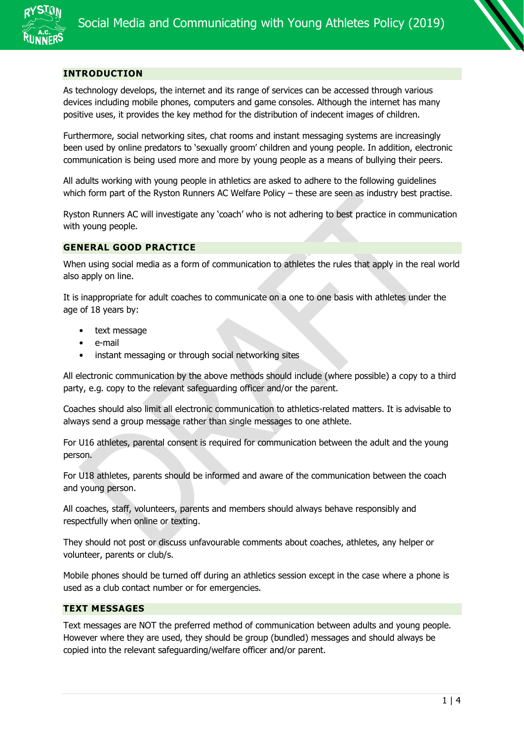# Social Media and Communicating with Young Athletes Policy (2019)

## INTRODUCTION

As technology develops, the internet and its range of services can be accessed through various devices including mobile phones, computers and game consoles. Although the internet has many positive uses, it provides the key method for the distribution of indecent images of children.

Furthermore, social networking sites, chat rooms and instant messaging systems are increasingly been used by online predators to 'sexually groom' children and young people. In addition, electronic communication is being used more and more by young people as a means of bullying their peers.

All adults working with young people in athletics are asked to adhere to the following guidelines which form part of the Ryston Runners AC Welfare Policy – these are seen as industry best practise.

Ryston Runners AC will investigate any 'coach' who is not adhering to best practice in communication with young people.

## GENERAL GOOD PRACTICE

When using social media as a form of communication to athletes the rules that apply in the real world also apply on line.

It is inappropriate for adult coaches to communicate on a one to one basis with athletes under the age of 18 years by:

- text message
- e-mail
- instant messaging or through social networking sites

All electronic communication by the above methods should include (where possible) a copy to a third party, e.g. copy to the relevant safeguarding officer and/or the parent.

Coaches should also limit all electronic communication to athletics-related matters. It is advisable to always send a group message rather than single messages to one athlete.

For U16 athletes, parental consent is required for communication between the adult and the young person.

For U18 athletes, parents should be informed and aware of the communication between the coach and young person.

All coaches, staff, volunteers, parents and members should always behave responsibly and respectfully when online or texting.

They should not post or discuss unfavourable comments about coaches, athletes, any helper or volunteer, parents or club/s.

Mobile phones should be turned off during an athletics session except in the case where a phone is used as a club contact number or for emergencies.

## TEXT MESSAGES

Text messages are NOT the preferred method of communication between adults and young people. However where they are used, they should be group (bundled) messages and should always be copied into the relevant safeguarding/welfare officer and/or parent.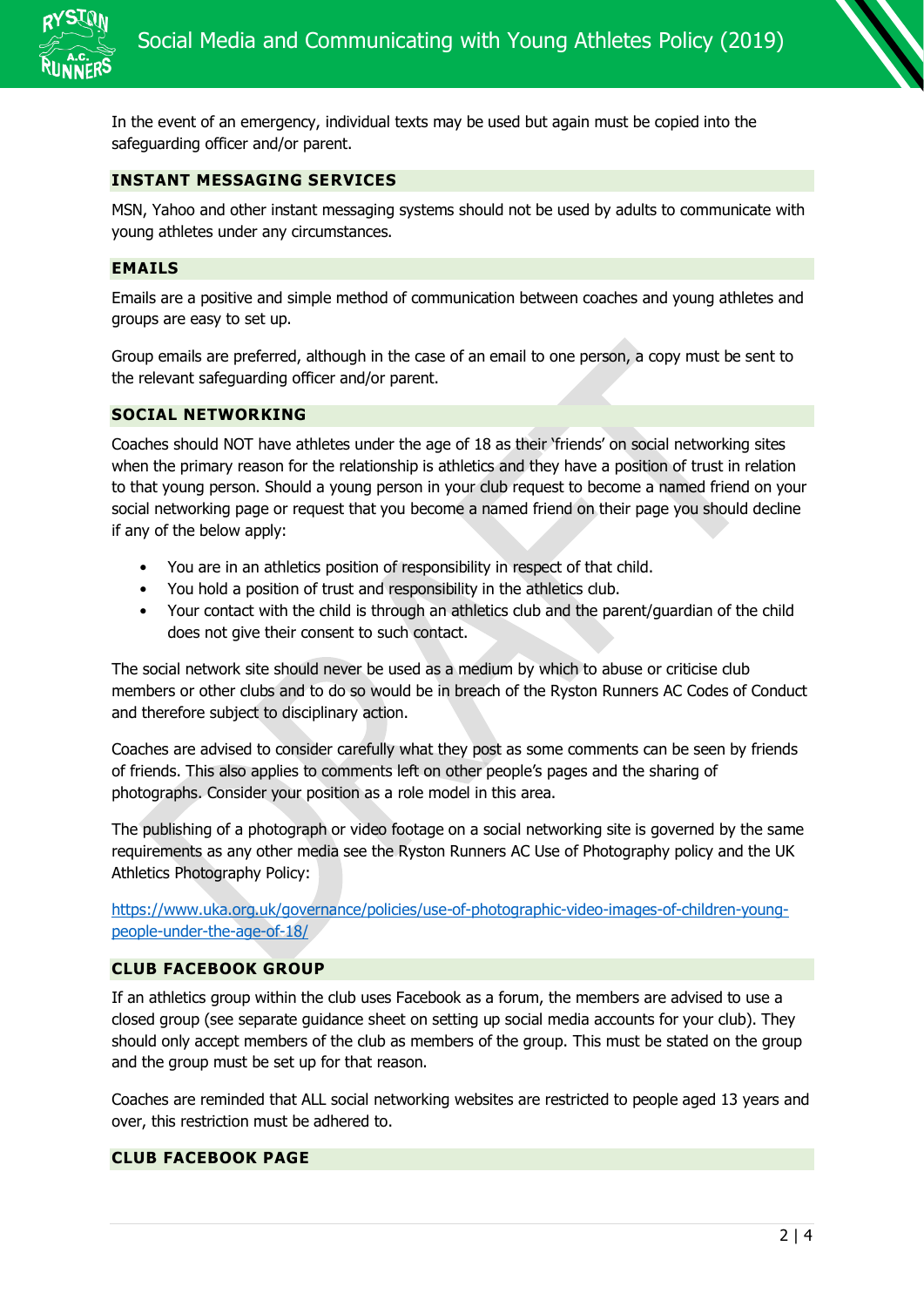In the event of an emergency, individual texts may be used but again must be copied into the safeguarding officer and/or parent.

## INSTANT MESSAGING SERVICES

MSN, Yahoo and other instant messaging systems should not be used by adults to communicate with young athletes under any circumstances.

## EMAILS

Emails are a positive and simple method of communication between coaches and young athletes and groups are easy to set up.

Group emails are preferred, although in the case of an email to one person, a copy must be sent to the relevant safeguarding officer and/or parent.

## SOCIAL NETWORKING

Coaches should NOT have athletes under the age of 18 as their 'friends' on social networking sites when the primary reason for the relationship is athletics and they have a position of trust in relation to that young person. Should a young person in your club request to become a named friend on your social networking page or request that you become a named friend on their page you should decline if any of the below apply:

- You are in an athletics position of responsibility in respect of that child.
- You hold a position of trust and responsibility in the athletics club.
- Your contact with the child is through an athletics club and the parent/guardian of the child does not give their consent to such contact.

The social network site should never be used as a medium by which to abuse or criticise club members or other clubs and to do so would be in breach of the Ryston Runners AC Codes of Conduct and therefore subject to disciplinary action.

Coaches are advised to consider carefully what they post as some comments can be seen by friends of friends. This also applies to comments left on other people's pages and the sharing of photographs. Consider your position as a role model in this area.

The publishing of a photograph or video footage on a social networking site is governed by the same requirements as any other media see the Ryston Runners AC Use of Photography policy and the UK Athletics Photography Policy:

https://www.uka.org.uk/governance/policies/use-of-photographic-video-images-of-children-young-people-under-the-age-of-18/

## CLUB FACEBOOK GROUP

If an athletics group within the club uses Facebook as a forum, the members are advised to use a closed group (see separate guidance sheet on setting up social media accounts for your club). They should only accept members of the club as members of the group. This must be stated on the group and the group must be set up for that reason.

Coaches are reminded that ALL social networking websites are restricted to people aged 13 years and over, this restriction must be adhered to.

## CLUB FACEBOOK PAGE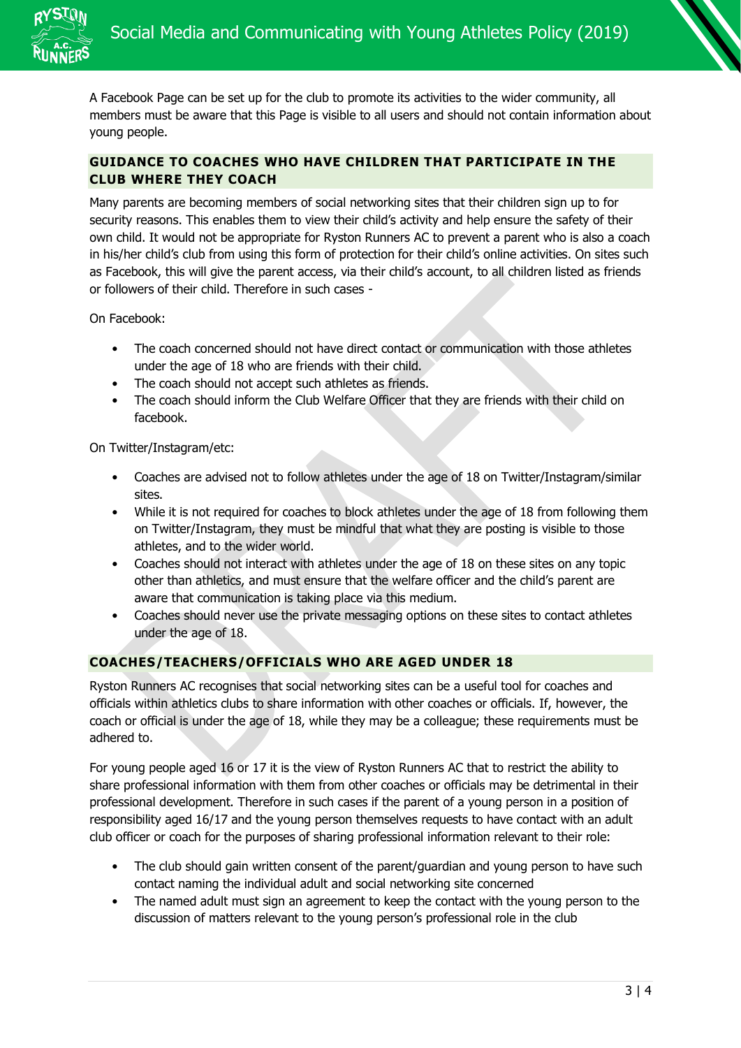A Facebook Page can be set up for the club to promote its activities to the wider community, all members must be aware that this Page is visible to all users and should not contain information about young people.

## GUIDANCE TO COACHES WHO HAVE CHILDREN THAT PARTICIPATE IN THE CLUB WHERE THEY COACH

Many parents are becoming members of social networking sites that their children sign up to for security reasons. This enables them to view their child's activity and help ensure the safety of their own child. It would not be appropriate for Ryston Runners AC to prevent a parent who is also a coach in his/her child's club from using this form of protection for their child's online activities. On sites such as Facebook, this will give the parent access, via their child's account, to all children listed as friends or followers of their child. Therefore in such cases -

On Facebook:

- The coach concerned should not have direct contact or communication with those athletes under the age of 18 who are friends with their child.
- The coach should not accept such athletes as friends.
- The coach should inform the Club Welfare Officer that they are friends with their child on facebook.

On Twitter/Instagram/etc:

- Coaches are advised not to follow athletes under the age of 18 on Twitter/Instagram/similar sites.
- While it is not required for coaches to block athletes under the age of 18 from following them on Twitter/Instagram, they must be mindful that what they are posting is visible to those athletes, and to the wider world.
- Coaches should not interact with athletes under the age of 18 on these sites on any topic other than athletics, and must ensure that the welfare officer and the child's parent are aware that communication is taking place via this medium.
- Coaches should never use the private messaging options on these sites to contact athletes under the age of 18.

## COACHES/TEACHERS/OFFICIALS WHO ARE AGED UNDER 18

Ryston Runners AC recognises that social networking sites can be a useful tool for coaches and officials within athletics clubs to share information with other coaches or officials. If, however, the coach or official is under the age of 18, while they may be a colleague; these requirements must be adhered to.

For young people aged 16 or 17 it is the view of Ryston Runners AC that to restrict the ability to share professional information with them from other coaches or officials may be detrimental in their professional development. Therefore in such cases if the parent of a young person in a position of responsibility aged 16/17 and the young person themselves requests to have contact with an adult club officer or coach for the purposes of sharing professional information relevant to their role:

- The club should gain written consent of the parent/guardian and young person to have such contact naming the individual adult and social networking site concerned
- The named adult must sign an agreement to keep the contact with the young person to the discussion of matters relevant to the young person's professional role in the club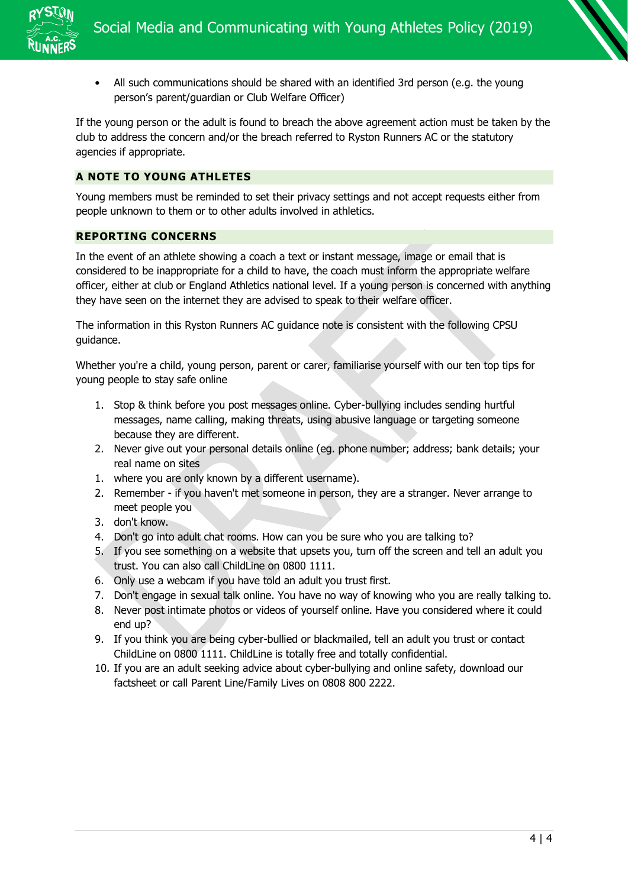- All such communications should be shared with an identified 3rd person (e.g. the young person's parent/guardian or Club Welfare Officer)

If the young person or the adult is found to breach the above agreement action must be taken by the club to address the concern and/or the breach referred to Ryston Runners AC or the statutory agencies if appropriate.

## A NOTE TO YOUNG ATHLETES

Young members must be reminded to set their privacy settings and not accept requests either from people unknown to them or to other adults involved in athletics.

## REPORTING CONCERNS

In the event of an athlete showing a coach a text or instant message, image or email that is considered to be inappropriate for a child to have, the coach must inform the appropriate welfare officer, either at club or England Athletics national level. If a young person is concerned with anything they have seen on the internet they are advised to speak to their welfare officer.

The information in this Ryston Runners AC guidance note is consistent with the following CPSU guidance.

Whether you're a child, young person, parent or carer, familiarise yourself with our ten top tips for young people to stay safe online

1. Stop & think before you post messages online. Cyber-bullying includes sending hurtful messages, name calling, making threats, using abusive language or targeting someone because they are different.
2. Never give out your personal details online (eg. phone number; address; bank details; your real name on sites
1. where you are only known by a different username).
2. Remember - if you haven't met someone in person, they are a stranger. Never arrange to meet people you
3. don't know.
4. Don't go into adult chat rooms. How can you be sure who you are talking to?
5. If you see something on a website that upsets you, turn off the screen and tell an adult you trust. You can also call ChildLine on 0800 1111.
6. Only use a webcam if you have told an adult you trust first.
7. Don't engage in sexual talk online. You have no way of knowing who you are really talking to.
8. Never post intimate photos or videos of yourself online. Have you considered where it could end up?
9. If you think you are being cyber-bullied or blackmailed, tell an adult you trust or contact ChildLine on 0800 1111. ChildLine is totally free and totally confidential.
10. If you are an adult seeking advice about cyber-bullying and online safety, download our factsheet or call Parent Line/Family Lives on 0808 800 2222.